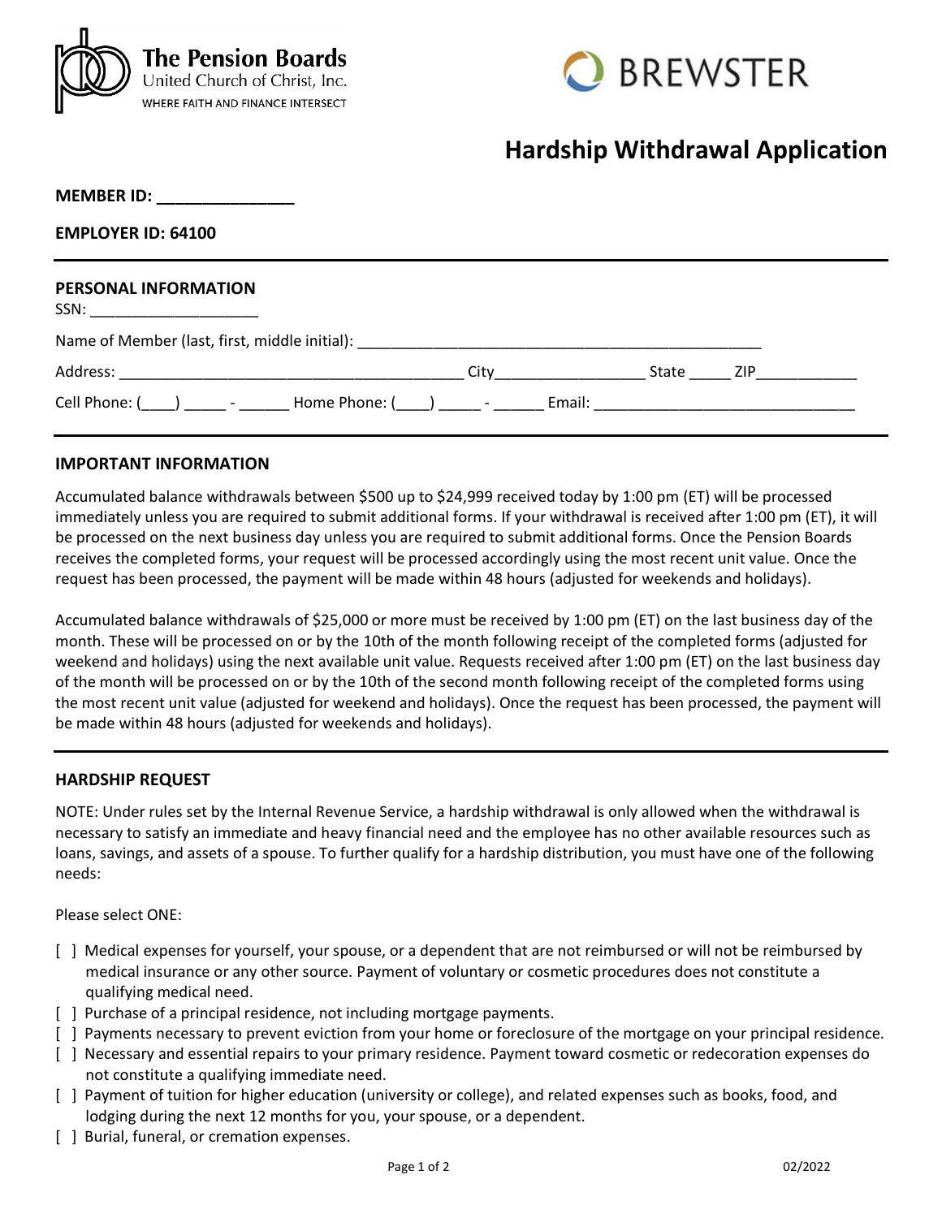The Pension Boards
United Church of Christ, Inc.
WHERE FAITH AND FINANCE INTERSECT

BREWSTER

# Hardship Withdrawal Application

**MEMBER ID: _______________**

**EMPLOYER ID: 64100**

---

## PERSONAL INFORMATION

SSN: ____________________

Name of Member (last, first, middle initial): __________________________________________________

Address: __________________________________________ City__________________ State _____ ZIP____________

Cell Phone: (____) _____ - ______ Home Phone: (____) _____ - ______ Email: _______________________________

---

## IMPORTANT INFORMATION

Accumulated balance withdrawals between $500 up to $24,999 received today by 1:00 pm (ET) will be processed immediately unless you are required to submit additional forms. If your withdrawal is received after 1:00 pm (ET), it will be processed on the next business day unless you are required to submit additional forms. Once the Pension Boards receives the completed forms, your request will be processed accordingly using the most recent unit value. Once the request has been processed, the payment will be made within 48 hours (adjusted for weekends and holidays).

Accumulated balance withdrawals of $25,000 or more must be received by 1:00 pm (ET) on the last business day of the month. These will be processed on or by the 10th of the month following receipt of the completed forms (adjusted for weekend and holidays) using the next available unit value. Requests received after 1:00 pm (ET) on the last business day of the month will be processed on or by the 10th of the second month following receipt of the completed forms using the most recent unit value (adjusted for weekend and holidays). Once the request has been processed, the payment will be made within 48 hours (adjusted for weekends and holidays).

---

## HARDSHIP REQUEST

NOTE: Under rules set by the Internal Revenue Service, a hardship withdrawal is only allowed when the withdrawal is necessary to satisfy an immediate and heavy financial need and the employee has no other available resources such as loans, savings, and assets of a spouse. To further qualify for a hardship distribution, you must have one of the following needs:

Please select ONE:

- [ ] Medical expenses for yourself, your spouse, or a dependent that are not reimbursed or will not be reimbursed by medical insurance or any other source. Payment of voluntary or cosmetic procedures does not constitute a qualifying medical need.
- [ ] Purchase of a principal residence, not including mortgage payments.
- [ ] Payments necessary to prevent eviction from your home or foreclosure of the mortgage on your principal residence.
- [ ] Necessary and essential repairs to your primary residence. Payment toward cosmetic or redecoration expenses do not constitute a qualifying immediate need.
- [ ] Payment of tuition for higher education (university or college), and related expenses such as books, food, and lodging during the next 12 months for you, your spouse, or a dependent.
- [ ] Burial, funeral, or cremation expenses.

02/2022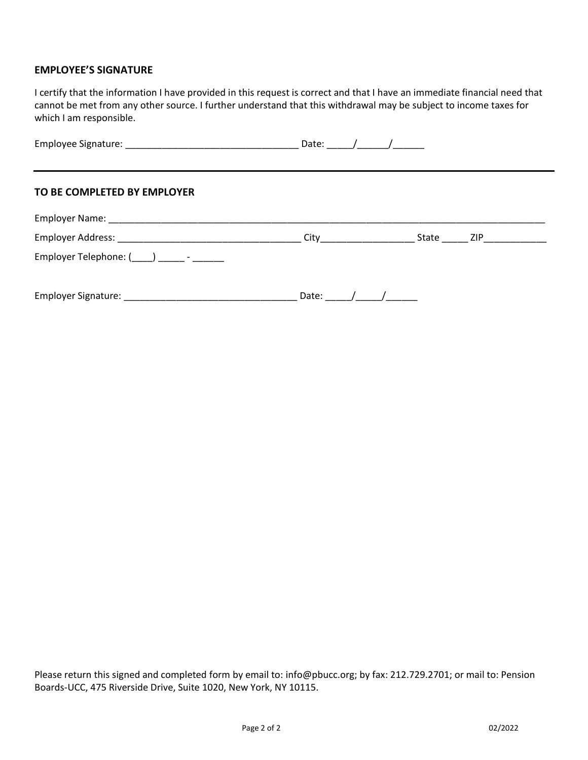## EMPLOYEE'S SIGNATURE

I certify that the information I have provided in this request is correct and that I have an immediate financial need that cannot be met from any other source. I further understand that this withdrawal may be subject to income taxes for which I am responsible.

Employee Signature: _________________________________ Date: _____/______/______

---

## TO BE COMPLETED BY EMPLOYER

Employer Name: ____________________________________________________________________________________

Employer Address: ___________________________________ City__________________ State _____ ZIP____________

Employer Telephone: (____) _____ - ______

Employer Signature: _________________________________ Date: _____/_____/______

Please return this signed and completed form by email to: info@pbucc.org; by fax: 212.729.2701; or mail to: Pension Boards-UCC, 475 Riverside Drive, Suite 1020, New York, NY 10115.

02/2022